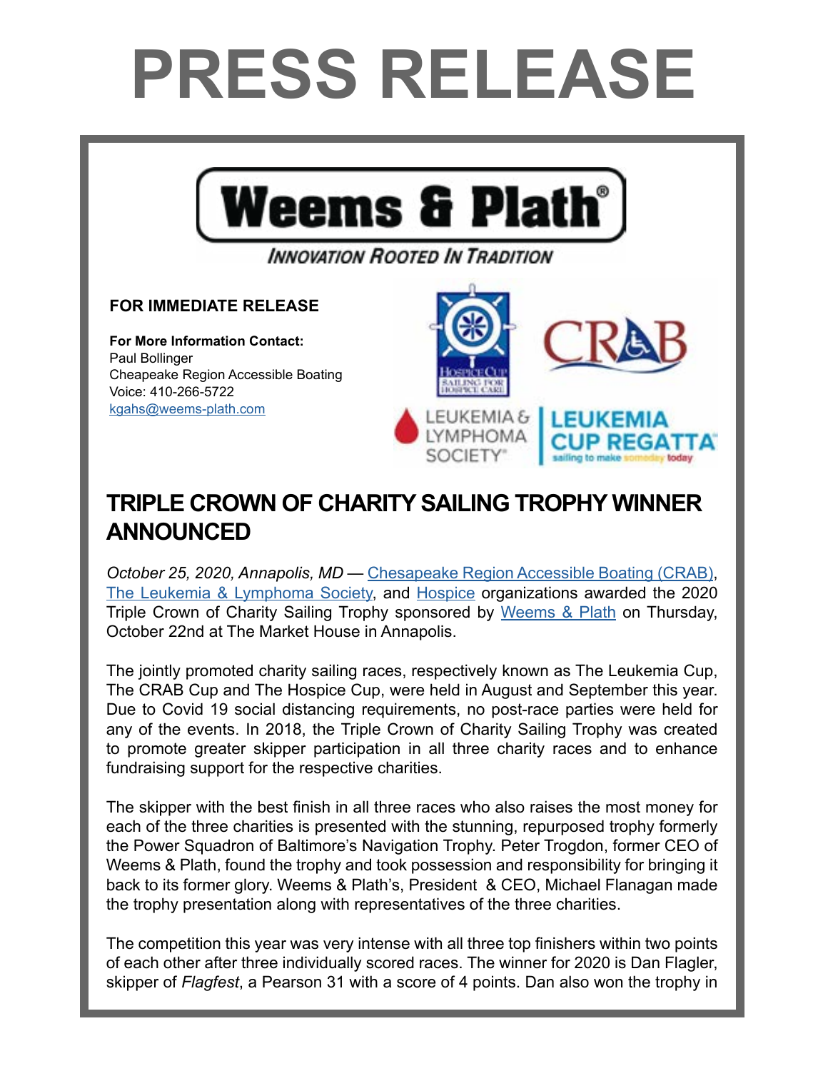# PRESS RELEASE

**Weems & Plath®**

*INNOVATION ROOTED IN TRADITION*

**FOR IMMEDIATE RELEASE**

**For More Information Contact:**
Paul Bollinger
Cheapeake Region Accessible Boating
Voice: 410-266-5722
kgahs@weems-plath.com

## TRIPLE CROWN OF CHARITY SAILING TROPHY WINNER ANNOUNCED

*October 25, 2020, Annapolis, MD* — Chesapeake Region Accessible Boating (CRAB), The Leukemia & Lymphoma Society, and Hospice organizations awarded the 2020 Triple Crown of Charity Sailing Trophy sponsored by Weems & Plath on Thursday, October 22nd at The Market House in Annapolis.

The jointly promoted charity sailing races, respectively known as The Leukemia Cup, The CRAB Cup and The Hospice Cup, were held in August and September this year. Due to Covid 19 social distancing requirements, no post-race parties were held for any of the events. In 2018, the Triple Crown of Charity Sailing Trophy was created to promote greater skipper participation in all three charity races and to enhance fundraising support for the respective charities.

The skipper with the best finish in all three races who also raises the most money for each of the three charities is presented with the stunning, repurposed trophy formerly the Power Squadron of Baltimore's Navigation Trophy. Peter Trogdon, former CEO of Weems & Plath, found the trophy and took possession and responsibility for bringing it back to its former glory. Weems & Plath's, President & CEO, Michael Flanagan made the trophy presentation along with representatives of the three charities.

The competition this year was very intense with all three top finishers within two points of each other after three individually scored races. The winner for 2020 is Dan Flagler, skipper of *Flagfest*, a Pearson 31 with a score of 4 points. Dan also won the trophy in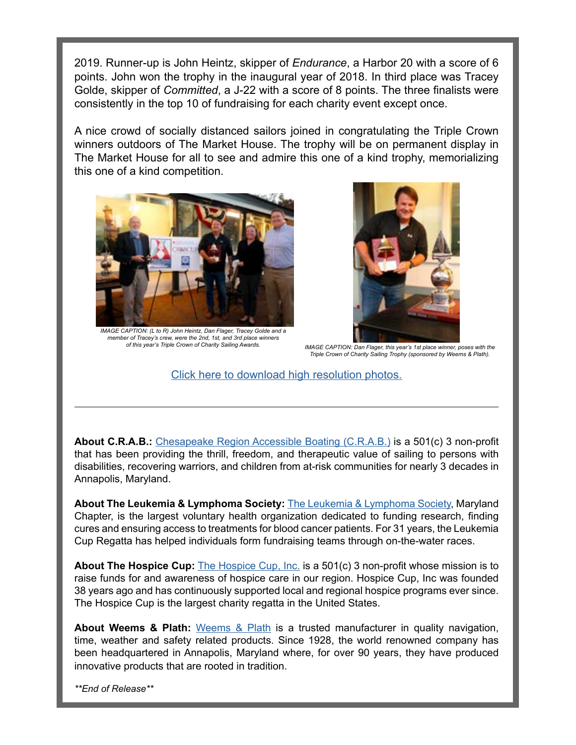2019. Runner-up is John Heintz, skipper of *Endurance*, a Harbor 20 with a score of 6 points. John won the trophy in the inaugural year of 2018. In third place was Tracey Golde, skipper of *Committed*, a J-22 with a score of 8 points. The three finalists were consistently in the top 10 of fundraising for each charity event except once.

A nice crowd of socially distanced sailors joined in congratulating the Triple Crown winners outdoors of The Market House. The trophy will be on permanent display in The Market House for all to see and admire this one of a kind trophy, memorializing this one of a kind competition.

*IMAGE CAPTION: (L to R) John Heintz, Dan Flager, Tracey Golde and a member of Tracey's crew, were the 2nd, 1st, and 3rd place winners of this year's Triple Crown of Charity Sailing Awards.*

*IMAGE CAPTION: Dan Flager, this year's 1st place winner, poses with the Triple Crown of Charity Sailing Trophy (sponsored by Weems & Plath).*

[Click here to download high resolution photos.]

---

**About C.R.A.B.:** Chesapeake Region Accessible Boating (C.R.A.B.) is a 501(c) 3 non-profit that has been providing the thrill, freedom, and therapeutic value of sailing to persons with disabilities, recovering warriors, and children from at-risk communities for nearly 3 decades in Annapolis, Maryland.

**About The Leukemia & Lymphoma Society:** The Leukemia & Lymphoma Society, Maryland Chapter, is the largest voluntary health organization dedicated to funding research, finding cures and ensuring access to treatments for blood cancer patients. For 31 years, the Leukemia Cup Regatta has helped individuals form fundraising teams through on-the-water races.

**About The Hospice Cup:** The Hospice Cup, Inc. is a 501(c) 3 non-profit whose mission is to raise funds for and awareness of hospice care in our region. Hospice Cup, Inc was founded 38 years ago and has continuously supported local and regional hospice programs ever since. The Hospice Cup is the largest charity regatta in the United States.

**About Weems & Plath:** Weems & Plath is a trusted manufacturer in quality navigation, time, weather and safety related products. Since 1928, the world renowned company has been headquartered in Annapolis, Maryland where, for over 90 years, they have produced innovative products that are rooted in tradition.

*\*\*End of Release\*\**